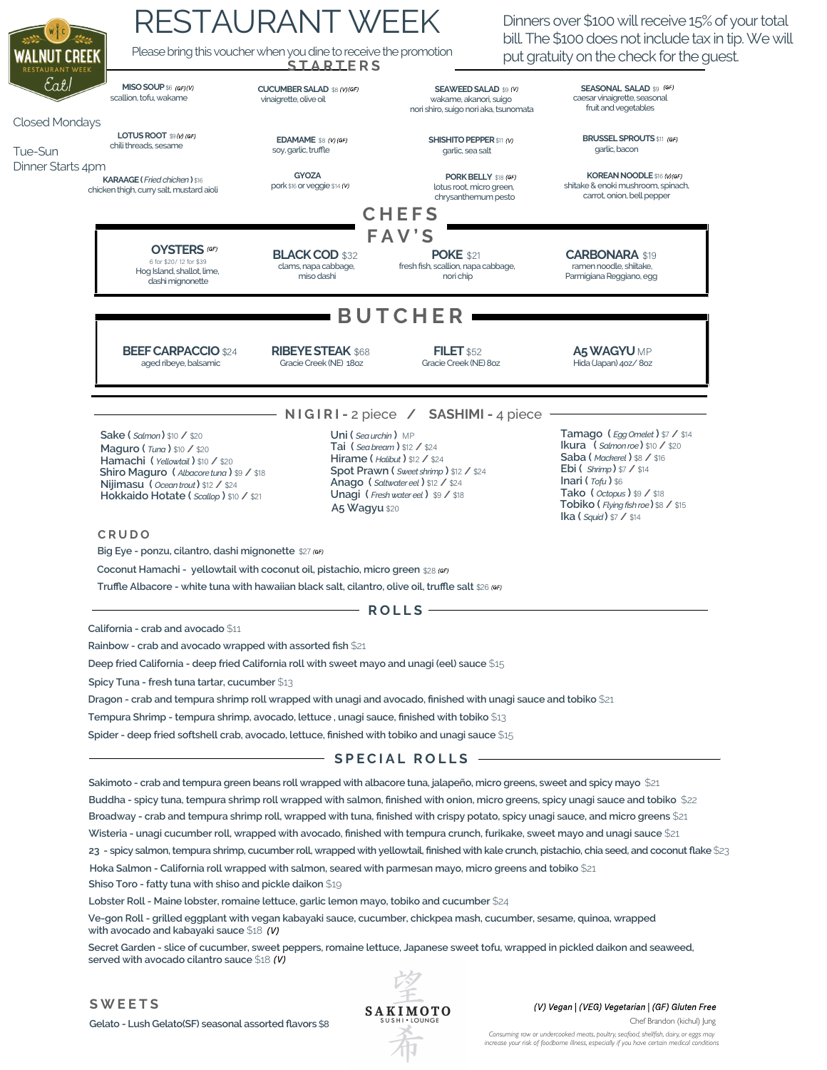# RESTAURANT WEEK

Please bring this voucher when you dine to receive the promotion

Dinners over $100 will receive 15% of your total bill. The $100 does not include tax in tip. We will put gratuity on the check for the guest.

WALNUT CREEK RESTAURANT WEEK Eat!

Closed Mondays

Tue-Sun
Dinner Starts 4pm

## STARTERS

**MISO SOUP** $6 (GF)(V)
scallion, tofu, wakame

**CUCUMBER SALAD** $8 (V)(GF)
vinaigrette, olive oil

**SEAWEED SALAD** $9 (V)
wakame, akanori, suigo nori shiro, suigo nori aka, tsunomata

**SEASONAL SALAD** $9 (GF)
caesar vinaigrette, seasonal fruit and vegetables

**LOTUS ROOT** $9 (V) (GF)
chili threads, sesame

**EDAMAME** $8 (V) (GF)
soy, garlic, truffle

**SHISHITO PEPPER** $11 (V)
garlic, sea salt

**BRUSSEL SPROUTS** $11 (GF)
garlic, bacon

**KARAAGE** (Fried chicken) $16
chicken thigh, curry salt, mustard aioli

**GYOZA**
pork $16 or veggie $14 (V)

**PORK BELLY** $18 (GF)
lotus root, micro green, chrysanthemum pesto

**KOREAN NOODLE** $16 (V)(GF)
shitake & enoki mushroom, spinach, carrot, onion, bell pepper

## CHEFS FAV'S

**OYSTERS** (GF)
6 for $20/ 12 for $39
Hog Island, shallot, lime, dashi mignonette

**BLACK COD** $32
clams, napa cabbage, miso dashi

**POKE** $21
fresh fish, scallion, napa cabbage, nori chip

**CARBONARA** $19
ramen noodle, shiitake, Parmigiana Reggiano, egg

## BUTCHER

**BEEF CARPACCIO** $24
aged ribeye, balsamic

**RIBEYE STEAK** $68
Gracie Creek (NE) 18oz

**FILET** $52
Gracie Creek (NE) 8oz

**A5 WAGYU** MP
Hida (Japan) 4oz/ 8oz

## NIGIRI - 2 piece / SASHIMI - 4 piece

- Sake (*Salmon*) $10 / $20
- Maguro (*Tuna*) $10 / $20
- Hamachi (*Yellowtail*) $10 / $20
- Shiro Maguro (*Albacore tuna*) $9 / $18
- Nijimasu (*Ocean trout*) $12 / $24
- Hokkaido Hotate (*Scallop*) $10 / $21
- Uni (*Sea urchin*) MP
- Tai (*Sea bream*) $12 / $24
- Hirame (*Halibut*) $12 / $24
- Spot Prawn (*Sweet shrimp*) $12 / $24
- Anago (*Saltwater eel*) $12 / $24
- Unagi (*Fresh water eel*) $9 / $18
- A5 Wagyu $20
- Tamago (*Egg Omelet*) $7 / $14
- Ikura (*Salmon roe*) $10 / $20
- Saba (*Mackerel*) $8 / $16
- Ebi (*Shrimp*) $7 / $14
- Inari (*Tofu*) $6
- Tako (*Octopus*) $9 / $18
- Tobiko (*Flying fish roe*) $8 / $15
- Ika (*Squid*) $7 / $14

### CRUDO

- Big Eye - ponzu, cilantro, dashi mignonette $27 (GF)
- Coconut Hamachi - yellowtail with coconut oil, pistachio, micro green $28 (GF)
- Truffle Albacore - white tuna with hawaiian black salt, cilantro, olive oil, truffle salt $26 (GF)

## ROLLS

- California - crab and avocado $11
- Rainbow - crab and avocado wrapped with assorted fish $21
- Deep fried California - deep fried California roll with sweet mayo and unagi (eel) sauce $15
- Spicy Tuna - fresh tuna tartar, cucumber $13
- Dragon - crab and tempura shrimp roll wrapped with unagi and avocado, finished with unagi sauce and tobiko $21
- Tempura Shrimp - tempura shrimp, avocado, lettuce , unagi sauce, finished with tobiko $13
- Spider - deep fried softshell crab, avocado, lettuce, finished with tobiko and unagi sauce $15

## SPECIAL ROLLS

- Sakimoto - crab and tempura green beans roll wrapped with albacore tuna, jalapeño, micro greens, sweet and spicy mayo $21
- Buddha - spicy tuna, tempura shrimp roll wrapped with salmon, finished with onion, micro greens, spicy unagi sauce and tobiko $22
- Broadway - crab and tempura shrimp roll, wrapped with tuna, finished with crispy potato, spicy unagi sauce, and micro greens $21
- Wisteria - unagi cucumber roll, wrapped with avocado, finished with tempura crunch, furikake, sweet mayo and unagi sauce $21
- 23 - spicy salmon, tempura shrimp, cucumber roll, wrapped with yellowtail, finished with kale crunch, pistachio, chia seed, and coconut flake $23
- Hoka Salmon - California roll wrapped with salmon, seared with parmesan mayo, micro greens and tobiko $21
- Shiso Toro - fatty tuna with shiso and pickle daikon $19
- Lobster Roll - Maine lobster, romaine lettuce, garlic lemon mayo, tobiko and cucumber $24
- Ve-gon Roll - grilled eggplant with vegan kabayaki sauce, cucumber, chickpea mash, cucumber, sesame, quinoa, wrapped with avocado and kabayaki sauce $18 (V)
- Secret Garden - slice of cucumber, sweet peppers, romaine lettuce, Japanese sweet tofu, wrapped in pickled daikon and seaweed, served with avocado cilantro sauce $18 (V)

## SWEETS

Gelato - Lush Gelato(SF) seasonal assorted flavors $8

望希 SAKIMOTO SUSHI • LOUNGE

*(V) Vegan | (VEG) Vegetarian | (GF) Gluten Free*

Chef Brandon (kichul) Jung

*Consuming raw or undercooked meats, poultry, seafood, shellfish, dairy, or eggs may increase your risk of foodborne illness, especially if you have certain medical conditions*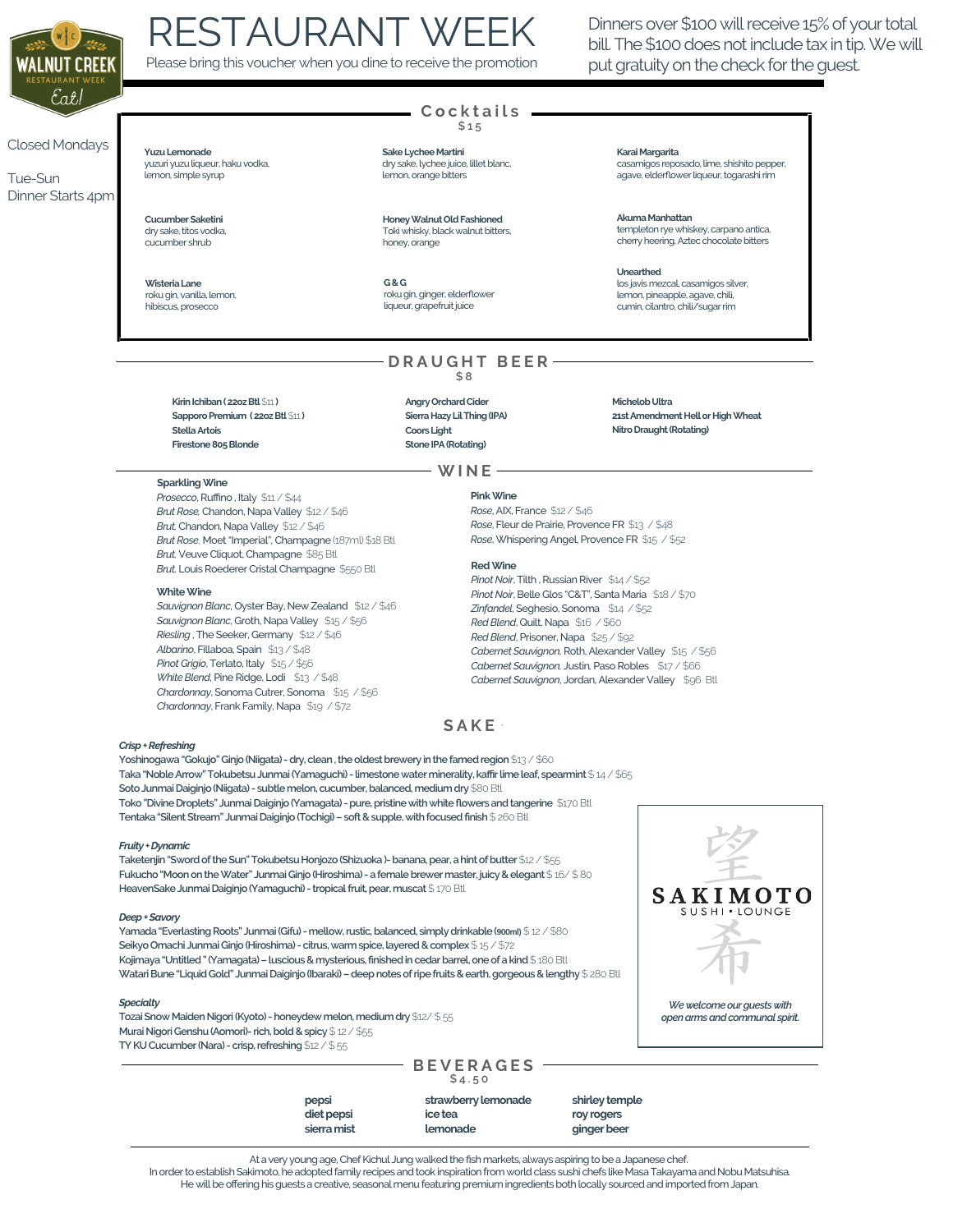WALNUT CREEK RESTAURANT WEEK Eat!

# RESTAURANT WEEK

Please bring this voucher when you dine to receive the promotion

Dinners over $100 will receive 15% of your total bill. The $100 does not include tax in tip. We will put gratuity on the check for the guest.

Closed Mondays

Tue-Sun
Dinner Starts 4pm

## Cocktails
$15

**Yuzu Lemonade**
yuzuri yuzu liqueur, haku vodka, lemon, simple syrup

**Sake Lychee Martini**
dry sake, lychee juice, lillet blanc, lemon, orange bitters

**Karai Margarita**
casamigos reposado, lime, shishito pepper, agave, elderflower liqueur, togarashi rim

**Cucumber Saketini**
dry sake, titos vodka, cucumber shrub

**Honey Walnut Old Fashioned**
Toki whisky, black walnut bitters, honey, orange

**Akuma Manhattan**
templeton rye whiskey, carpano antica, cherry heering, Aztec chocolate bitters

**Wisteria Lane**
roku gin, vanilla, lemon, hibiscus, prosecco

**G & G**
roku gin, ginger, elderflower liqueur, grapefruit juice

**Unearthed**
los javis mezcal, casamigos silver, lemon, pineapple, agave, chili, cumin, cilantro, chili/sugar rim

## DRAUGHT BEER
$8

**Kirin Ichiban ( 22oz Btl $11 )**
**Sapporo Premium ( 22oz Btl $11 )**
**Stella Artois**
**Firestone 805 Blonde**
**Angry Orchard Cider**
**Sierra Hazy Lil Thing (IPA)**
**Coors Light**
**Stone IPA (Rotating)**
**Michelob Ultra**
**21st Amendment Hell or High Wheat**
**Nitro Draught (Rotating)**

## WINE

### Sparkling Wine
*Prosecco*, Ruffino , Italy $11 / $44
*Brut Rose*, Chandon, Napa Valley $12 / $46
*Brut*, Chandon, Napa Valley $12 / $46
*Brut Rose*, Moet "Imperial", Champagne (187ml) $18 Btl
*Brut*, Veuve Cliquot, Champagne $85 Btl
*Brut*, Louis Roederer Cristal Champagne $550 Btl

### White Wine
*Sauvignon Blanc*, Oyster Bay, New Zealand $12 / $46
*Sauvignon Blanc*, Groth, Napa Valley $15 / $56
*Riesling* , The Seeker, Germany $12 / $46
*Albarino*, Fillaboa, Spain $13 / $48
*Pinot Grigio*, Terlato, Italy $15 / $56
*White Blend*, Pine Ridge, Lodi $13 / $48
*Chardonnay*, Sonoma Cutrer, Sonoma $15 / $56
*Chardonnay*, Frank Family, Napa $19 / $72

### Pink Wine
*Rose*, AIX, France $12 / $46
*Rose*, Fleur de Prairie, Provence FR $13 / $48
*Rose*, Whispering Angel, Provence FR $15 / $52

### Red Wine
*Pinot Noir*, Tilth , Russian River $14 / $52
*Pinot Noir*, Belle Glos "C&T", Santa Maria $18 / $70
*Zinfandel*, Seghesio, Sonoma $14 / $52
*Red Blend*, Quilt, Napa $16 / $60
*Red Blend*, Prisoner, Napa $25 / $92
*Cabernet Sauvignon*, Roth, Alexander Valley $15 / $56
*Cabernet Sauvignon*, Justin, Paso Robles $17 / $66
*Cabernet Sauvignon*, Jordan, Alexander Valley $96 Btl

## SAKE

***Crisp + Refreshing***
Yoshinogawa "Gokujo" Ginjo (Niigata) - dry, clean , the oldest brewery in the famed region $13 / $60
Taka "Noble Arrow" Tokubetsu Junmai (Yamaguchi) - limestone water minerality, kaffir lime leaf, spearmint $ 14 / $65
Soto Junmai Daiginjo (Niigata) - subtle melon, cucumber, balanced, medium dry $80 Btl
Toko "Divine Droplets" Junmai Daiginjo (Yamagata) - pure, pristine with white flowers and tangerine $170 Btl
Tentaka "Silent Stream" Junmai Daiginjo (Tochigi) – soft & supple, with focused finish $ 260 Btl

***Fruity + Dynamic***
Taketenjin "Sword of the Sun" Tokubetsu Honjozo (Shizuoka )- banana, pear, a hint of butter $12 / $55
Fukucho "Moon on the Water" Junmai Ginjo (Hiroshima) - a female brewer master, juicy & elegant $ 16/ $ 80
HeavenSake Junmai Daiginjo (Yamaguchi) - tropical fruit, pear, muscat $ 170 Btl

***Deep + Savory***
Yamada "Everlasting Roots" Junmai (Gifu) - mellow, rustic, balanced, simply drinkable (900ml) $ 12 / $80
Seikyo Omachi Junmai Ginjo (Hiroshima) - citrus, warm spice, layered & complex $ 15 / $72
Kojimaya "Untitled " (Yamagata) – luscious & mysterious, finished in cedar barrel, one of a kind $ 180 Btl
Watari Bune "Liquid Gold" Junmai Daiginjo (Ibaraki) – deep notes of ripe fruits & earth, gorgeous & lengthy $ 280 Btl

***Specialty***
Tozai Snow Maiden Nigori (Kyoto) - honeydew melon, medium dry $12/ $ 55
Murai Nigori Genshu (Aomori)- rich, bold & spicy $ 12 / $55
TY KU Cucumber (Nara) - crisp, refreshing $12 / $ 55

望
SAKIMOTO
SUSHI • LOUNGE
希

*We welcome our guests with open arms and communal spirit.*

## BEVERAGES
$4.50

**pepsi**
**diet pepsi**
**sierra mist**
**strawberry lemonade**
**ice tea**
**lemonade**
**shirley temple**
**roy rogers**
**ginger beer**

At a very young age, Chef Kichul Jung walked the fish markets, always aspiring to be a Japanese chef.
In order to establish Sakimoto, he adopted family recipes and took inspiration from world class sushi chefs like Masa Takayama and Nobu Matsuhisa.
He will be offering his guests a creative, seasonal menu featuring premium ingredients both locally sourced and imported from Japan.